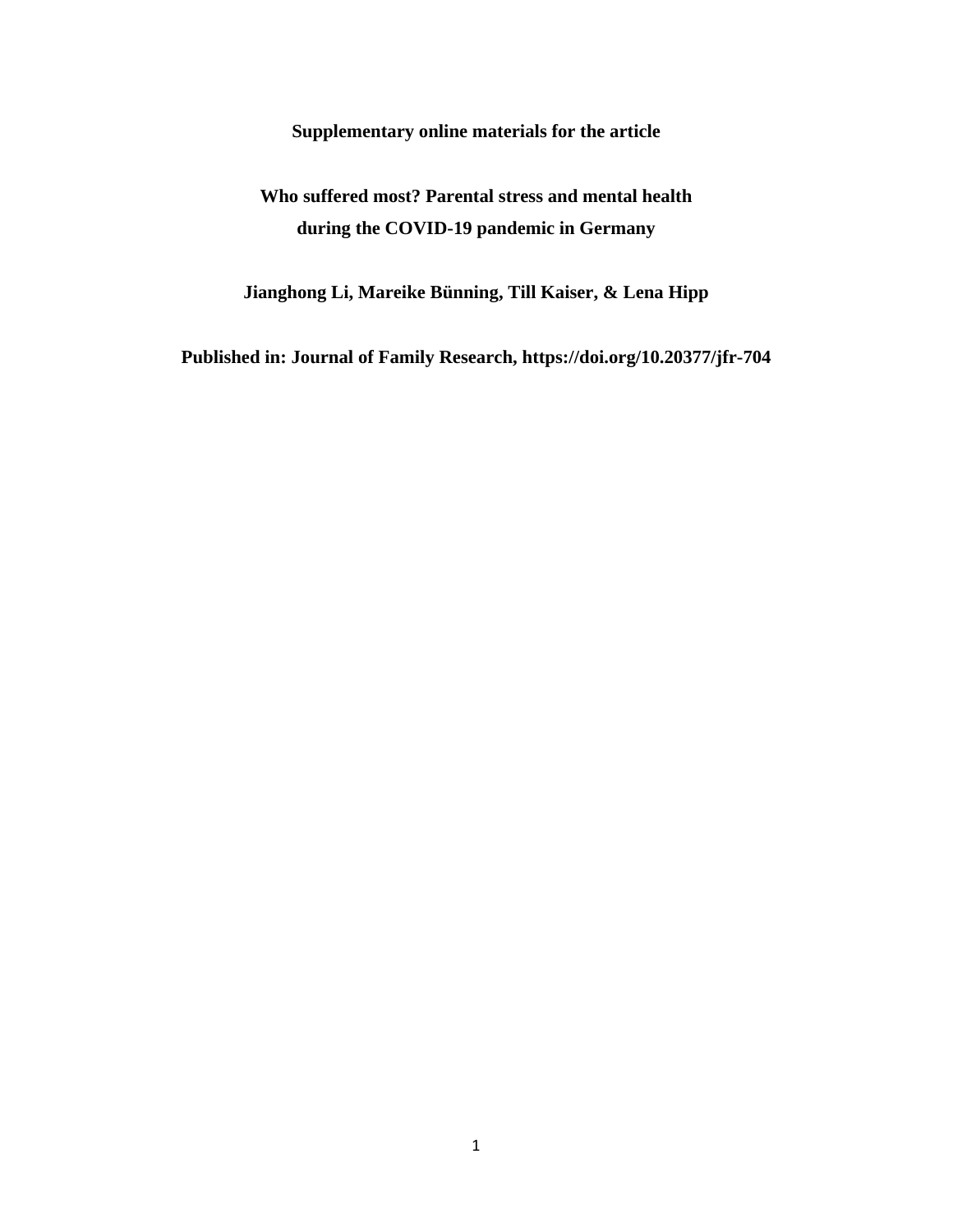**Supplementary online materials for the article**

# Who suffered most? Parental stress and mental health during the COVID-19 pandemic in Germany

**Jianghong Li, Mareike Bünning, Till Kaiser, & Lena Hipp**

**Published in: Journal of Family Research, https://doi.org/10.20377/jfr-704**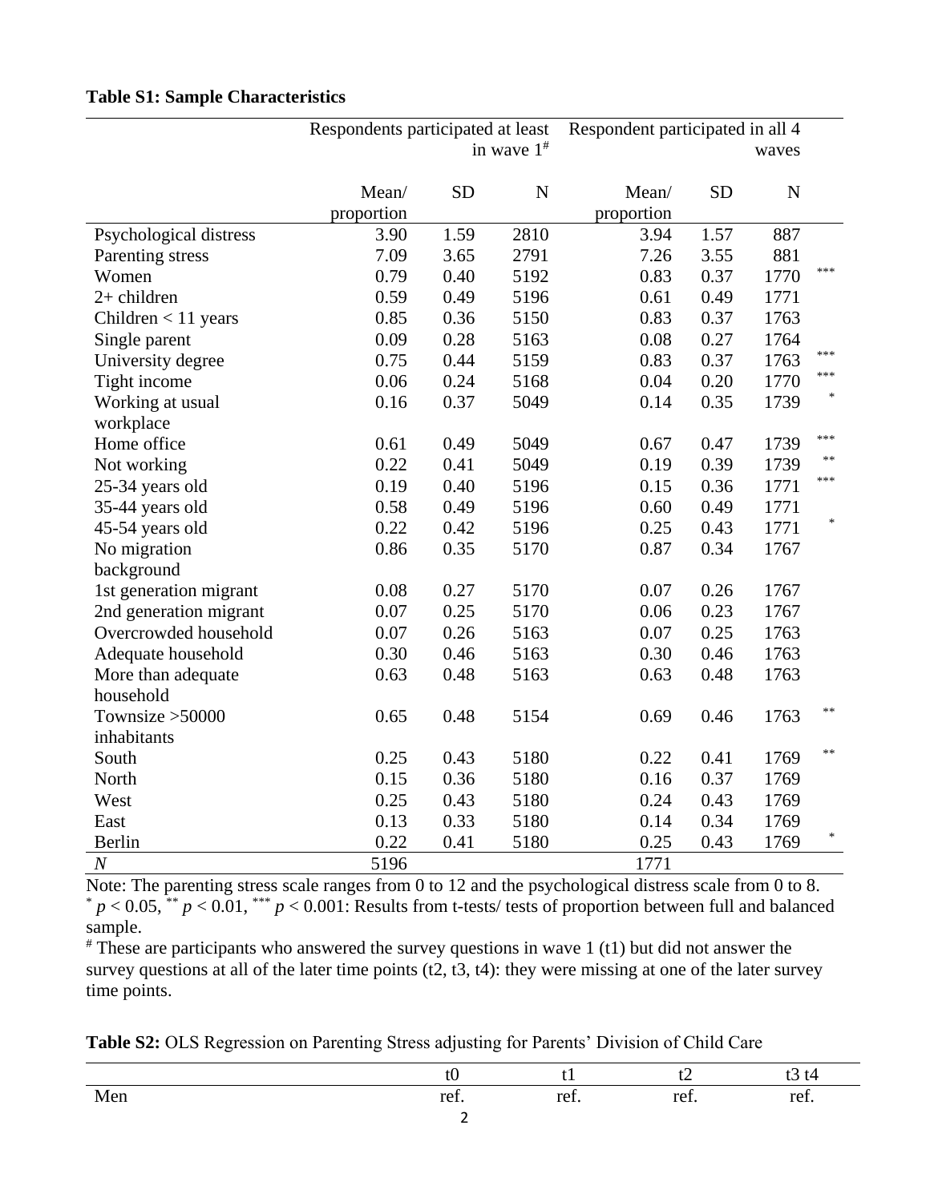**Table S1: Sample Characteristics**

| | Respondents participated at least in wave 1[#] | | | Respondent participated in all 4 waves | | | |
|---|---|---|---|---|---|---|---|
| | Mean/ proportion | SD | N | Mean/ proportion | SD | N | |
| Psychological distress | 3.90 | 1.59 | 2810 | 3.94 | 1.57 | 887 | |
| Parenting stress | 7.09 | 3.65 | 2791 | 7.26 | 3.55 | 881 | |
| Women | 0.79 | 0.40 | 5192 | 0.83 | 0.37 | 1770 | *** |
| 2+ children | 0.59 | 0.49 | 5196 | 0.61 | 0.49 | 1771 | |
| Children < 11 years | 0.85 | 0.36 | 5150 | 0.83 | 0.37 | 1763 | |
| Single parent | 0.09 | 0.28 | 5163 | 0.08 | 0.27 | 1764 | |
| University degree | 0.75 | 0.44 | 5159 | 0.83 | 0.37 | 1763 | *** |
| Tight income | 0.06 | 0.24 | 5168 | 0.04 | 0.20 | 1770 | *** |
| Working at usual workplace | 0.16 | 0.37 | 5049 | 0.14 | 0.35 | 1739 | * |
| Home office | 0.61 | 0.49 | 5049 | 0.67 | 0.47 | 1739 | *** |
| Not working | 0.22 | 0.41 | 5049 | 0.19 | 0.39 | 1739 | ** |
| 25-34 years old | 0.19 | 0.40 | 5196 | 0.15 | 0.36 | 1771 | *** |
| 35-44 years old | 0.58 | 0.49 | 5196 | 0.60 | 0.49 | 1771 | |
| 45-54 years old | 0.22 | 0.42 | 5196 | 0.25 | 0.43 | 1771 | * |
| No migration background | 0.86 | 0.35 | 5170 | 0.87 | 0.34 | 1767 | |
| 1st generation migrant | 0.08 | 0.27 | 5170 | 0.07 | 0.26 | 1767 | |
| 2nd generation migrant | 0.07 | 0.25 | 5170 | 0.06 | 0.23 | 1767 | |
| Overcrowded household | 0.07 | 0.26 | 5163 | 0.07 | 0.25 | 1763 | |
| Adequate household | 0.30 | 0.46 | 5163 | 0.30 | 0.46 | 1763 | |
| More than adequate household | 0.63 | 0.48 | 5163 | 0.63 | 0.48 | 1763 | |
| Townsize >50000 inhabitants | 0.65 | 0.48 | 5154 | 0.69 | 0.46 | 1763 | ** |
| South | 0.25 | 0.43 | 5180 | 0.22 | 0.41 | 1769 | ** |
| North | 0.15 | 0.36 | 5180 | 0.16 | 0.37 | 1769 | |
| West | 0.25 | 0.43 | 5180 | 0.24 | 0.43 | 1769 | |
| East | 0.13 | 0.33 | 5180 | 0.14 | 0.34 | 1769 | |
| Berlin | 0.22 | 0.41 | 5180 | 0.25 | 0.43 | 1769 | * |
| *N* | 5196 | | | 1771 | | | |

Note: The parenting stress scale ranges from 0 to 12 and the psychological distress scale from 0 to 8.
* $p < 0.05$, ** $p < 0.01$, *** $p < 0.001$: Results from t-tests/ tests of proportion between full and balanced sample.
[#] These are participants who answered the survey questions in wave 1 (t1) but did not answer the survey questions at all of the later time points (t2, t3, t4): they were missing at one of the later survey time points.

**Table S2:** OLS Regression on Parenting Stress adjusting for Parents' Division of Child Care

| | t0 | t1 | t2 | t3 t4 |
|---|---|---|---|---|
| Men | ref. | ref. | ref. | ref. |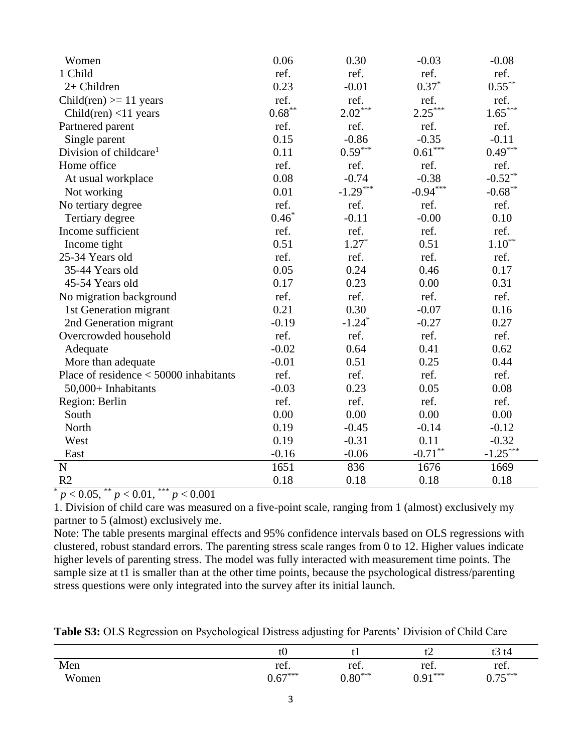| | | | | |
|---|---|---|---|---|
| Women | 0.06 | 0.30 | -0.03 | -0.08 |
| 1 Child | ref. | ref. | ref. | ref. |
| 2+ Children | 0.23 | -0.01 | $0.37^{*}$ | $0.55^{**}$ |
| Child(ren) >= 11 years | ref. | ref. | ref. | ref. |
| Child(ren) <11 years | $0.68^{**}$ | $2.02^{***}$ | $2.25^{***}$ | $1.65^{***}$ |
| Partnered parent | ref. | ref. | ref. | ref. |
| Single parent | 0.15 | -0.86 | -0.35 | -0.11 |
| Division of childcare[1] | 0.11 | $0.59^{***}$ | $0.61^{***}$ | $0.49^{***}$ |
| Home office | ref. | ref. | ref. | ref. |
| At usual workplace | 0.08 | -0.74 | -0.38 | $-0.52^{**}$ |
| Not working | 0.01 | $-1.29^{***}$ | $-0.94^{***}$ | $-0.68^{**}$ |
| No tertiary degree | ref. | ref. | ref. | ref. |
| Tertiary degree | $0.46^{*}$ | -0.11 | -0.00 | 0.10 |
| Income sufficient | ref. | ref. | ref. | ref. |
| Income tight | 0.51 | $1.27^{*}$ | 0.51 | $1.10^{**}$ |
| 25-34 Years old | ref. | ref. | ref. | ref. |
| 35-44 Years old | 0.05 | 0.24 | 0.46 | 0.17 |
| 45-54 Years old | 0.17 | 0.23 | 0.00 | 0.31 |
| No migration background | ref. | ref. | ref. | ref. |
| 1st Generation migrant | 0.21 | 0.30 | -0.07 | 0.16 |
| 2nd Generation migrant | -0.19 | $-1.24^{*}$ | -0.27 | 0.27 |
| Overcrowded household | ref. | ref. | ref. | ref. |
| Adequate | -0.02 | 0.64 | 0.41 | 0.62 |
| More than adequate | -0.01 | 0.51 | 0.25 | 0.44 |
| Place of residence < 50000 inhabitants | ref. | ref. | ref. | ref. |
| 50,000+ Inhabitants | -0.03 | 0.23 | 0.05 | 0.08 |
| Region: Berlin | ref. | ref. | ref. | ref. |
| South | 0.00 | 0.00 | 0.00 | 0.00 |
| North | 0.19 | -0.45 | -0.14 | -0.12 |
| West | 0.19 | -0.31 | 0.11 | -0.32 |
| East | -0.16 | -0.06 | $-0.71^{**}$ | $-1.25^{***}$ |
| N | 1651 | 836 | 1676 | 1669 |
| R2 | 0.18 | 0.18 | 0.18 | 0.18 |

$^{*}$ $p < 0.05$, $^{**}$ $p < 0.01$, $^{***}$ $p < 0.001$

1. Division of child care was measured on a five-point scale, ranging from 1 (almost) exclusively my partner to 5 (almost) exclusively me.

Note: The table presents marginal effects and 95% confidence intervals based on OLS regressions with clustered, robust standard errors. The parenting stress scale ranges from 0 to 12. Higher values indicate higher levels of parenting stress. The model was fully interacted with measurement time points. The sample size at t1 is smaller than at the other time points, because the psychological distress/parenting stress questions were only integrated into the survey after its initial launch.

**Table S3:** OLS Regression on Psychological Distress adjusting for Parents' Division of Child Care

| | t0 | t1 | t2 | t3 t4 |
|---|---|---|---|---|
| Men | ref. | ref. | ref. | ref. |
| Women | $0.67^{***}$ | $0.80^{***}$ | $0.91^{***}$ | $0.75^{***}$ |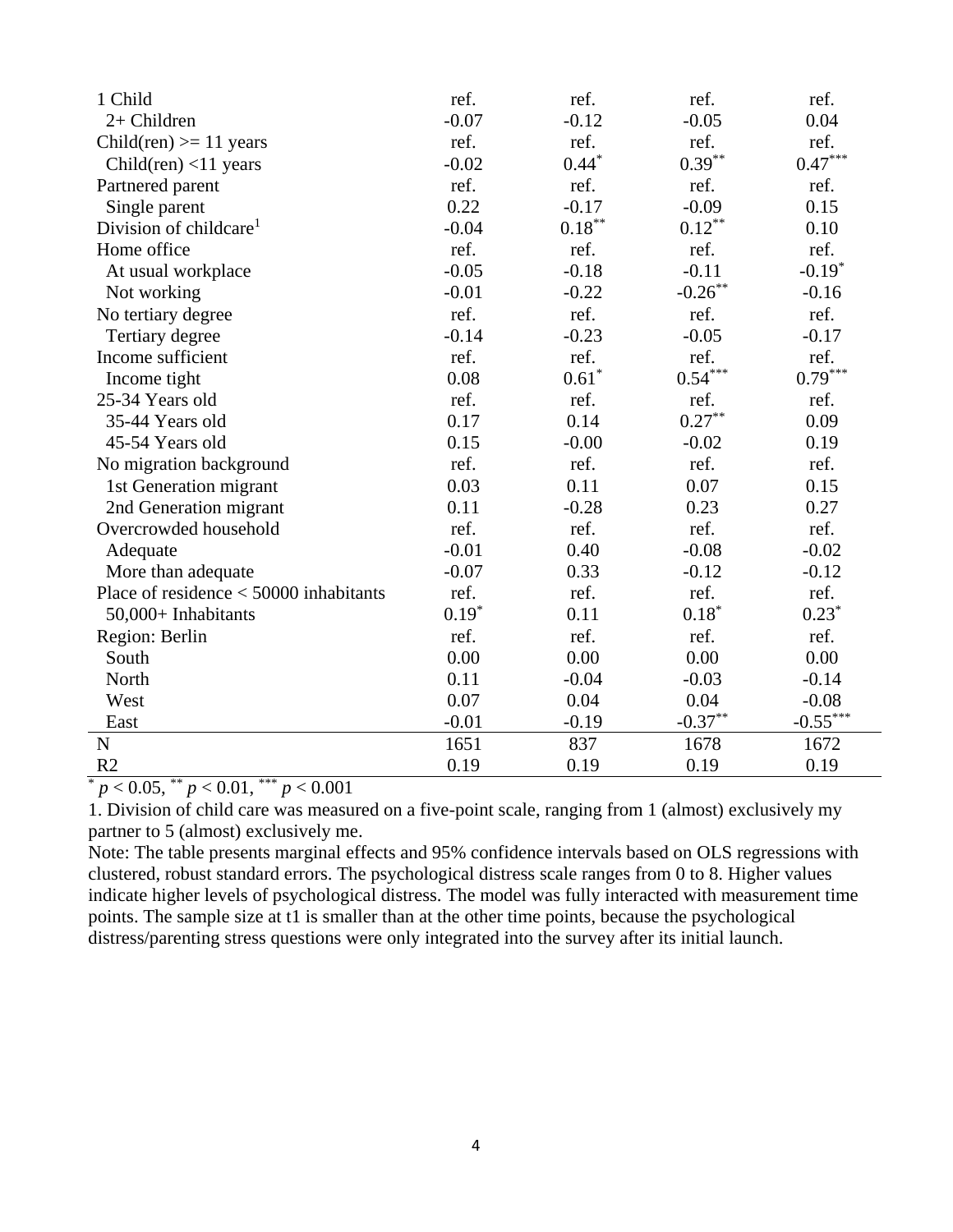| | | | | |
|---|---|---|---|---|
| 1 Child | ref. | ref. | ref. | ref. |
| 2+ Children | -0.07 | -0.12 | -0.05 | 0.04 |
| Child(ren) >= 11 years | ref. | ref. | ref. | ref. |
| Child(ren) <11 years | -0.02 | $0.44^{*}$ | $0.39^{**}$ | $0.47^{***}$ |
| Partnered parent | ref. | ref. | ref. | ref. |
| Single parent | 0.22 | -0.17 | -0.09 | 0.15 |
| Division of childcare[1] | -0.04 | $0.18^{**}$ | $0.12^{**}$ | 0.10 |
| Home office | ref. | ref. | ref. | ref. |
| At usual workplace | -0.05 | -0.18 | -0.11 | $-0.19^{*}$ |
| Not working | -0.01 | -0.22 | $-0.26^{**}$ | -0.16 |
| No tertiary degree | ref. | ref. | ref. | ref. |
| Tertiary degree | -0.14 | -0.23 | -0.05 | -0.17 |
| Income sufficient | ref. | ref. | ref. | ref. |
| Income tight | 0.08 | $0.61^{*}$ | $0.54^{***}$ | $0.79^{***}$ |
| 25-34 Years old | ref. | ref. | ref. | ref. |
| 35-44 Years old | 0.17 | 0.14 | $0.27^{**}$ | 0.09 |
| 45-54 Years old | 0.15 | -0.00 | -0.02 | 0.19 |
| No migration background | ref. | ref. | ref. | ref. |
| 1st Generation migrant | 0.03 | 0.11 | 0.07 | 0.15 |
| 2nd Generation migrant | 0.11 | -0.28 | 0.23 | 0.27 |
| Overcrowded household | ref. | ref. | ref. | ref. |
| Adequate | -0.01 | 0.40 | -0.08 | -0.02 |
| More than adequate | -0.07 | 0.33 | -0.12 | -0.12 |
| Place of residence < 50000 inhabitants | ref. | ref. | ref. | ref. |
| 50,000+ Inhabitants | $0.19^{*}$ | 0.11 | $0.18^{*}$ | $0.23^{*}$ |
| Region: Berlin | ref. | ref. | ref. | ref. |
| South | 0.00 | 0.00 | 0.00 | 0.00 |
| North | 0.11 | -0.04 | -0.03 | -0.14 |
| West | 0.07 | 0.04 | 0.04 | -0.08 |
| East | -0.01 | -0.19 | $-0.37^{**}$ | $-0.55^{***}$ |
| N | 1651 | 837 | 1678 | 1672 |
| R2 | 0.19 | 0.19 | 0.19 | 0.19 |

$^{*}$ $p < 0.05$, $^{**}$ $p < 0.01$, $^{***}$ $p < 0.001$

1. Division of child care was measured on a five-point scale, ranging from 1 (almost) exclusively my partner to 5 (almost) exclusively me.

Note: The table presents marginal effects and 95% confidence intervals based on OLS regressions with clustered, robust standard errors. The psychological distress scale ranges from 0 to 8. Higher values indicate higher levels of psychological distress. The model was fully interacted with measurement time points. The sample size at t1 is smaller than at the other time points, because the psychological distress/parenting stress questions were only integrated into the survey after its initial launch.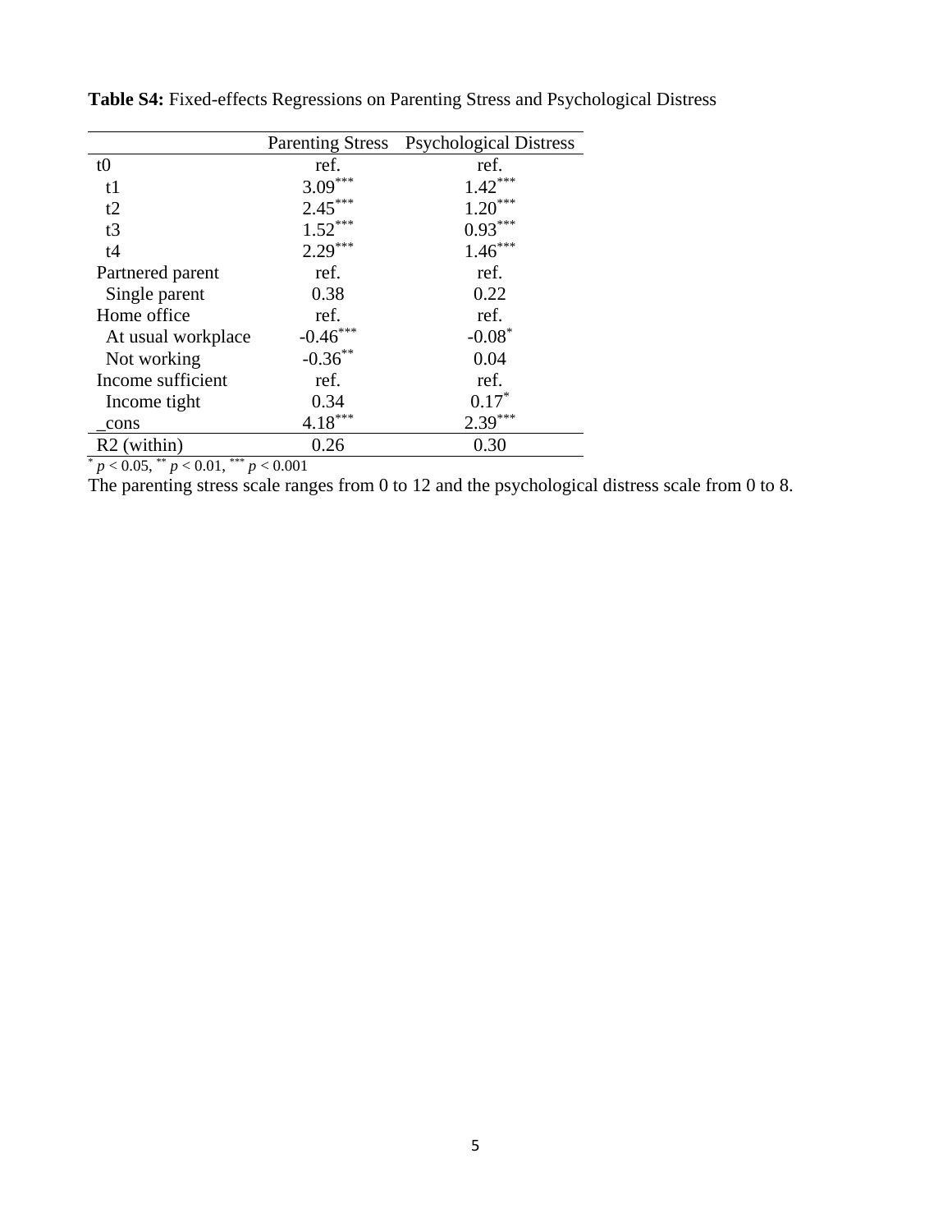**Table S4:** Fixed-effects Regressions on Parenting Stress and Psychological Distress

| | Parenting Stress | Psychological Distress |
|---|---|---|
| t0 | ref. | ref. |
| t1 | 3.09*** | 1.42*** |
| t2 | 2.45*** | 1.20*** |
| t3 | 1.52*** | 0.93*** |
| t4 | 2.29*** | 1.46*** |
| Partnered parent | ref. | ref. |
| Single parent | 0.38 | 0.22 |
| Home office | ref. | ref. |
| At usual workplace | -0.46*** | -0.08* |
| Not working | -0.36** | 0.04 |
| Income sufficient | ref. | ref. |
| Income tight | 0.34 | 0.17* |
| _cons | 4.18*** | 2.39*** |
| R2 (within) | 0.26 | 0.30 |

* $p < 0.05$, ** $p < 0.01$, *** $p < 0.001$

The parenting stress scale ranges from 0 to 12 and the psychological distress scale from 0 to 8.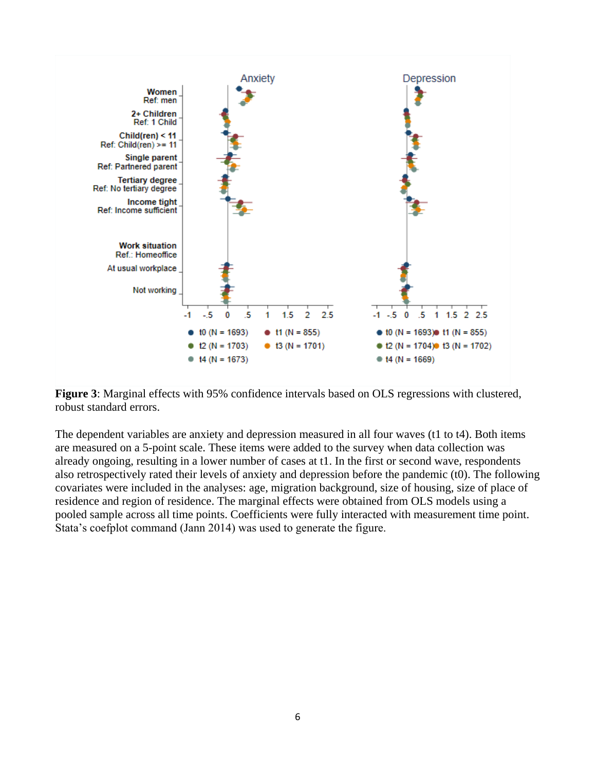**Figure 3**: Marginal effects with 95% confidence intervals based on OLS regressions with clustered, robust standard errors.

The dependent variables are anxiety and depression measured in all four waves (t1 to t4). Both items are measured on a 5-point scale. These items were added to the survey when data collection was already ongoing, resulting in a lower number of cases at t1. In the first or second wave, respondents also retrospectively rated their levels of anxiety and depression before the pandemic (t0). The following covariates were included in the analyses: age, migration background, size of housing, size of place of residence and region of residence. The marginal effects were obtained from OLS models using a pooled sample across all time points. Coefficients were fully interacted with measurement time point. Stata's coefplot command (Jann 2014) was used to generate the figure.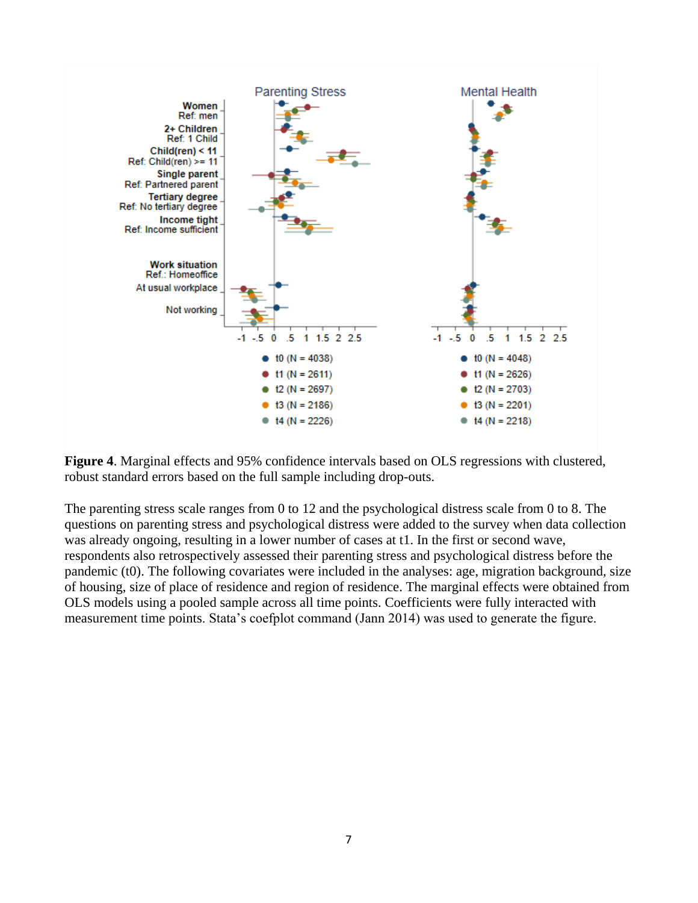Parenting Stress

Mental Health

Women
Ref: men

2+ Children
Ref: 1 Child

Child(ren) < 11
Ref: Child(ren) >= 11

Single parent
Ref: Partnered parent

Tertiary degree
Ref: No tertiary degree

Income tight
Ref: Income sufficient

Work situation
Ref.: Homeoffice

At usual workplace

Not working

-1 -.5 0 .5 1 1.5 2 2.5

-1 -.5 0 .5 1 1.5 2 2.5

t0 (N = 4038)
t1 (N = 2611)
t2 (N = 2697)
t3 (N = 2186)
t4 (N = 2226)

t0 (N = 4048)
t1 (N = 2626)
t2 (N = 2703)
t3 (N = 2201)
t4 (N = 2218)

**Figure 4**. Marginal effects and 95% confidence intervals based on OLS regressions with clustered, robust standard errors based on the full sample including drop-outs.

The parenting stress scale ranges from 0 to 12 and the psychological distress scale from 0 to 8. The questions on parenting stress and psychological distress were added to the survey when data collection was already ongoing, resulting in a lower number of cases at t1. In the first or second wave, respondents also retrospectively assessed their parenting stress and psychological distress before the pandemic (t0). The following covariates were included in the analyses: age, migration background, size of housing, size of place of residence and region of residence. The marginal effects were obtained from OLS models using a pooled sample across all time points. Coefficients were fully interacted with measurement time points. Stata's coefplot command (Jann 2014) was used to generate the figure.